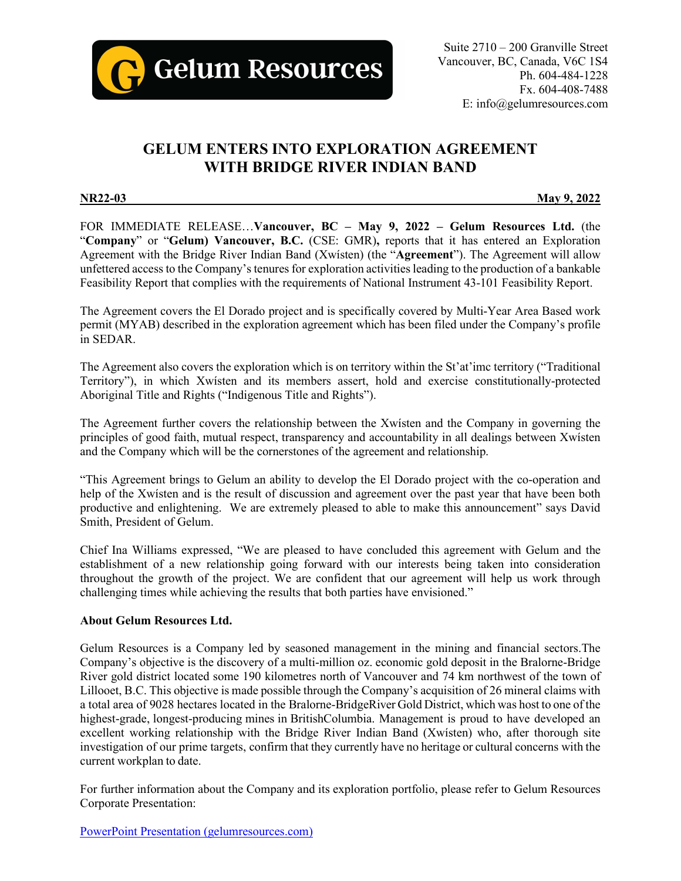**Gelum Resources**

Suite 2710 – 200 Granville Street
Vancouver, BC, Canada, V6C 1S4
Ph. 604-484-1228
Fx. 604-408-7488
E: info@gelumresources.com

# GELUM ENTERS INTO EXPLORATION AGREEMENT WITH BRIDGE RIVER INDIAN BAND

**NR22-03** **May 9, 2022**

FOR IMMEDIATE RELEASE…**Vancouver, BC – May 9, 2022 – Gelum Resources Ltd.** (the "**Company**" or "**Gelum) Vancouver, B.C.** (CSE: GMR)**,** reports that it has entered an Exploration Agreement with the Bridge River Indian Band (Xwísten) (the "**Agreement**"). The Agreement will allow unfettered access to the Company's tenures for exploration activities leading to the production of a bankable Feasibility Report that complies with the requirements of National Instrument 43-101 Feasibility Report.

The Agreement covers the El Dorado project and is specifically covered by Multi-Year Area Based work permit (MYAB) described in the exploration agreement which has been filed under the Company's profile in SEDAR.

The Agreement also covers the exploration which is on territory within the St'at'imc territory ("Traditional Territory"), in which Xwísten and its members assert, hold and exercise constitutionally-protected Aboriginal Title and Rights ("Indigenous Title and Rights").

The Agreement further covers the relationship between the Xwísten and the Company in governing the principles of good faith, mutual respect, transparency and accountability in all dealings between Xwísten and the Company which will be the cornerstones of the agreement and relationship.

"This Agreement brings to Gelum an ability to develop the El Dorado project with the co-operation and help of the Xwísten and is the result of discussion and agreement over the past year that have been both productive and enlightening. We are extremely pleased to able to make this announcement" says David Smith, President of Gelum.

Chief Ina Williams expressed, "We are pleased to have concluded this agreement with Gelum and the establishment of a new relationship going forward with our interests being taken into consideration throughout the growth of the project. We are confident that our agreement will help us work through challenging times while achieving the results that both parties have envisioned."

**About Gelum Resources Ltd.**

Gelum Resources is a Company led by seasoned management in the mining and financial sectors.The Company's objective is the discovery of a multi-million oz. economic gold deposit in the Bralorne-Bridge River gold district located some 190 kilometres north of Vancouver and 74 km northwest of the town of Lillooet, B.C. This objective is made possible through the Company's acquisition of 26 mineral claims with a total area of 9028 hectares located in the Bralorne-BridgeRiver Gold District, which was host to one of the highest-grade, longest-producing mines in BritishColumbia. Management is proud to have developed an excellent working relationship with the Bridge River Indian Band (Xwísten) who, after thorough site investigation of our prime targets, confirm that they currently have no heritage or cultural concerns with the current workplan to date.

For further information about the Company and its exploration portfolio, please refer to Gelum Resources Corporate Presentation:

[PowerPoint Presentation (gelumresources.com)]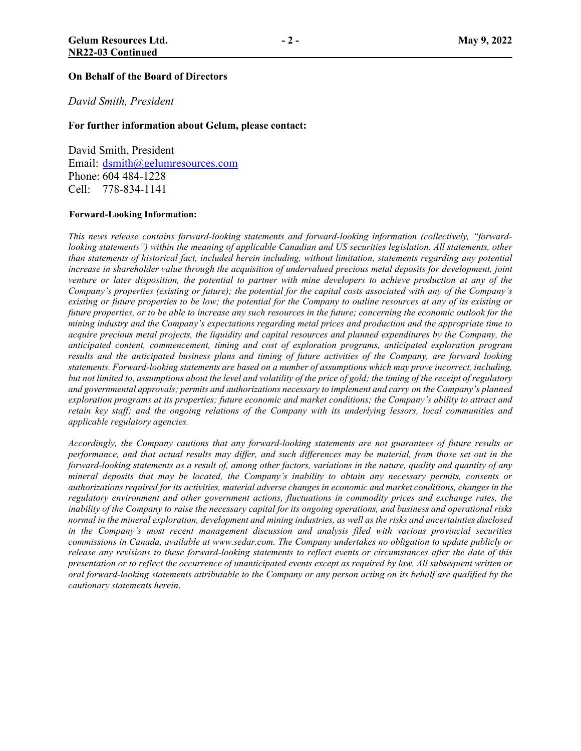**On Behalf of the Board of Directors**

*David Smith, President*

**For further information about Gelum, please contact:**

David Smith, President
Email: dsmith@gelumresources.com
Phone: 604 484-1228
Cell: 778-834-1141

**Forward-Looking Information:**

*This news release contains forward-looking statements and forward-looking information (collectively, "forward-looking statements") within the meaning of applicable Canadian and US securities legislation. All statements, other than statements of historical fact, included herein including, without limitation, statements regarding any potential increase in shareholder value through the acquisition of undervalued precious metal deposits for development, joint venture or later disposition, the potential to partner with mine developers to achieve production at any of the Company's properties (existing or future); the potential for the capital costs associated with any of the Company's existing or future properties to be low; the potential for the Company to outline resources at any of its existing or future properties, or to be able to increase any such resources in the future; concerning the economic outlook for the mining industry and the Company's expectations regarding metal prices and production and the appropriate time to acquire precious metal projects, the liquidity and capital resources and planned expenditures by the Company, the anticipated content, commencement, timing and cost of exploration programs, anticipated exploration program results and the anticipated business plans and timing of future activities of the Company, are forward looking statements. Forward-looking statements are based on a number of assumptions which may prove incorrect, including, but not limited to, assumptions about the level and volatility of the price of gold; the timing of the receipt of regulatory and governmental approvals; permits and authorizations necessary to implement and carry on the Company's planned exploration programs at its properties; future economic and market conditions; the Company's ability to attract and retain key staff; and the ongoing relations of the Company with its underlying lessors, local communities and applicable regulatory agencies.*

*Accordingly, the Company cautions that any forward-looking statements are not guarantees of future results or performance, and that actual results may differ, and such differences may be material, from those set out in the forward-looking statements as a result of, among other factors, variations in the nature, quality and quantity of any mineral deposits that may be located, the Company's inability to obtain any necessary permits, consents or authorizations required for its activities, material adverse changes in economic and market conditions, changes in the regulatory environment and other government actions, fluctuations in commodity prices and exchange rates, the inability of the Company to raise the necessary capital for its ongoing operations, and business and operational risks normal in the mineral exploration, development and mining industries, as well as the risks and uncertainties disclosed in the Company's most recent management discussion and analysis filed with various provincial securities commissions in Canada, available at www.sedar.com. The Company undertakes no obligation to update publicly or release any revisions to these forward-looking statements to reflect events or circumstances after the date of this presentation or to reflect the occurrence of unanticipated events except as required by law. All subsequent written or oral forward-looking statements attributable to the Company or any person acting on its behalf are qualified by the cautionary statements herein.*